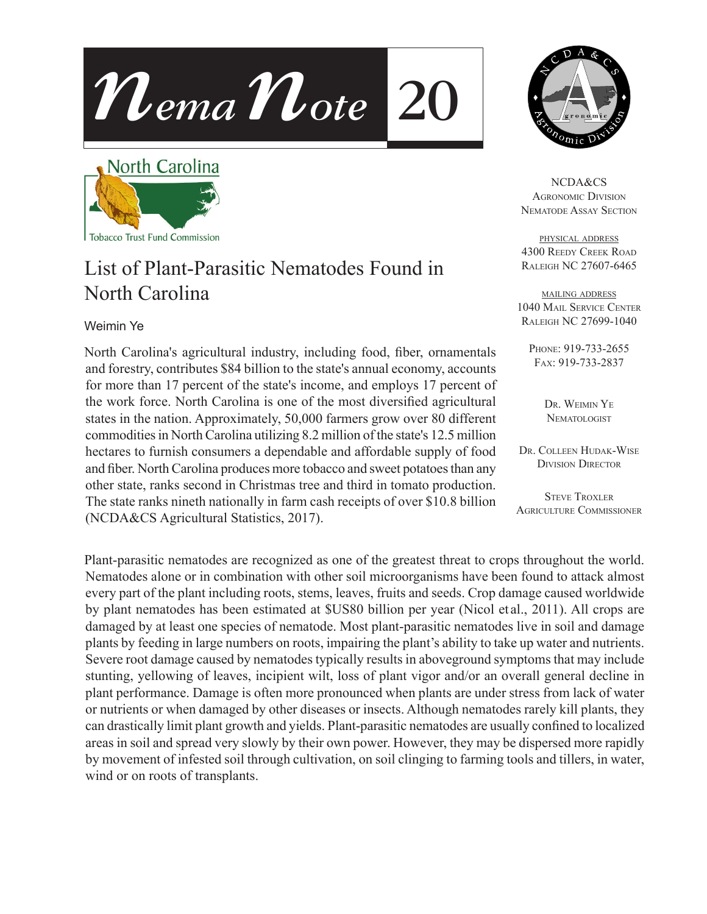# NemaNote 20

North Carolina Tobacco Trust Fund Commission

NCDA&CS
Agronomic Division
Nematode Assay Section

PHYSICAL ADDRESS
4300 Reedy Creek Road
Raleigh NC 27607-6465

MAILING ADDRESS
1040 Mail Service Center
Raleigh NC 27699-1040

Phone: 919-733-2655
Fax: 919-733-2837

Dr. Weimin Ye
Nematologist

Dr. Colleen Hudak-Wise
Division Director

Steve Troxler
Agriculture Commissioner

## List of Plant-Parasitic Nematodes Found in North Carolina

Weimin Ye

North Carolina's agricultural industry, including food, fiber, ornamentals and forestry, contributes $84 billion to the state's annual economy, accounts for more than 17 percent of the state's income, and employs 17 percent of the work force. North Carolina is one of the most diversified agricultural states in the nation. Approximately, 50,000 farmers grow over 80 different commodities in North Carolina utilizing 8.2 million of the state's 12.5 million hectares to furnish consumers a dependable and affordable supply of food and fiber. North Carolina produces more tobacco and sweet potatoes than any other state, ranks second in Christmas tree and third in tomato production. The state ranks nineth nationally in farm cash receipts of over $10.8 billion (NCDA&CS Agricultural Statistics, 2017).

Plant-parasitic nematodes are recognized as one of the greatest threat to crops throughout the world. Nematodes alone or in combination with other soil microorganisms have been found to attack almost every part of the plant including roots, stems, leaves, fruits and seeds. Crop damage caused worldwide by plant nematodes has been estimated at $US80 billion per year (Nicol et al., 2011). All crops are damaged by at least one species of nematode. Most plant-parasitic nematodes live in soil and damage plants by feeding in large numbers on roots, impairing the plant's ability to take up water and nutrients. Severe root damage caused by nematodes typically results in aboveground symptoms that may include stunting, yellowing of leaves, incipient wilt, loss of plant vigor and/or an overall general decline in plant performance. Damage is often more pronounced when plants are under stress from lack of water or nutrients or when damaged by other diseases or insects. Although nematodes rarely kill plants, they can drastically limit plant growth and yields. Plant-parasitic nematodes are usually confined to localized areas in soil and spread very slowly by their own power. However, they may be dispersed more rapidly by movement of infested soil through cultivation, on soil clinging to farming tools and tillers, in water, wind or on roots of transplants.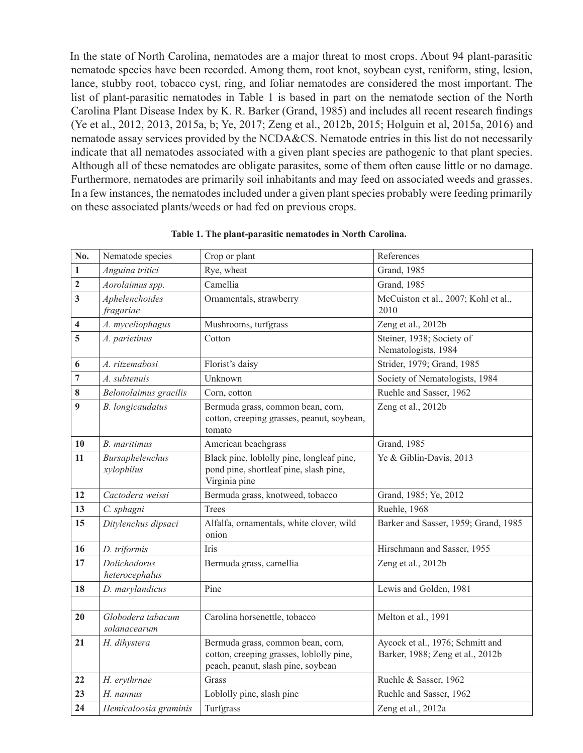In the state of North Carolina, nematodes are a major threat to most crops. About 94 plant-parasitic nematode species have been recorded. Among them, root knot, soybean cyst, reniform, sting, lesion, lance, stubby root, tobacco cyst, ring, and foliar nematodes are considered the most important. The list of plant-parasitic nematodes in Table 1 is based in part on the nematode section of the North Carolina Plant Disease Index by K. R. Barker (Grand, 1985) and includes all recent research findings (Ye et al., 2012, 2013, 2015a, b; Ye, 2017; Zeng et al., 2012b, 2015; Holguin et al, 2015a, 2016) and nematode assay services provided by the NCDA&CS. Nematode entries in this list do not necessarily indicate that all nematodes associated with a given plant species are pathogenic to that plant species. Although all of these nematodes are obligate parasites, some of them often cause little or no damage. Furthermore, nematodes are primarily soil inhabitants and may feed on associated weeds and grasses. In a few instances, the nematodes included under a given plant species probably were feeding primarily on these associated plants/weeds or had fed on previous crops.

**Table 1. The plant-parasitic nematodes in North Carolina.**

| No. | Nematode species | Crop or plant | References |
|---|---|---|---|
| **1** | *Anguina tritici* | Rye, wheat | Grand, 1985 |
| **2** | *Aorolaimus spp.* | Camellia | Grand, 1985 |
| **3** | *Aphelenchoides fragariae* | Ornamentals, strawberry | McCuiston et al., 2007; Kohl et al., 2010 |
| **4** | *A. myceliophagus* | Mushrooms, turfgrass | Zeng et al., 2012b |
| **5** | *A. parietinus* | Cotton | Steiner, 1938; Society of Nematologists, 1984 |
| **6** | *A. ritzemabosi* | Florist's daisy | Strider, 1979; Grand, 1985 |
| **7** | *A. subtenuis* | Unknown | Society of Nematologists, 1984 |
| **8** | *Belonolaimus gracilis* | Corn, cotton | Ruehle and Sasser, 1962 |
| **9** | *B. longicaudatus* | Bermuda grass, common bean, corn, cotton, creeping grasses, peanut, soybean, tomato | Zeng et al., 2012b |
| **10** | *B. maritimus* | American beachgrass | Grand, 1985 |
| **11** | *Bursaphelenchus xylophilus* | Black pine, loblolly pine, longleaf pine, pond pine, shortleaf pine, slash pine, Virginia pine | Ye & Giblin-Davis, 2013 |
| **12** | *Cactodera weissi* | Bermuda grass, knotweed, tobacco | Grand, 1985; Ye, 2012 |
| **13** | *C. sphagni* | Trees | Ruehle, 1968 |
| **15** | *Ditylenchus dipsaci* | Alfalfa, ornamentals, white clover, wild onion | Barker and Sasser, 1959; Grand, 1985 |
| **16** | *D. triformis* | Iris | Hirschmann and Sasser, 1955 |
| **17** | *Dolichodorus heterocephalus* | Bermuda grass, camellia | Zeng et al., 2012b |
| **18** | *D. marylandicus* | Pine | Lewis and Golden, 1981 |
| | | | |
| **20** | *Globodera tabacum solanacearum* | Carolina horsenettle, tobacco | Melton et al., 1991 |
| **21** | *H. dihystera* | Bermuda grass, common bean, corn, cotton, creeping grasses, loblolly pine, peach, peanut, slash pine, soybean | Aycock et al., 1976; Schmitt and Barker, 1988; Zeng et al., 2012b |
| **22** | *H. erythrnae* | Grass | Ruehle & Sasser, 1962 |
| **23** | *H. nannus* | Loblolly pine, slash pine | Ruehle and Sasser, 1962 |
| **24** | *Hemicaloosia graminis* | Turfgrass | Zeng et al., 2012a |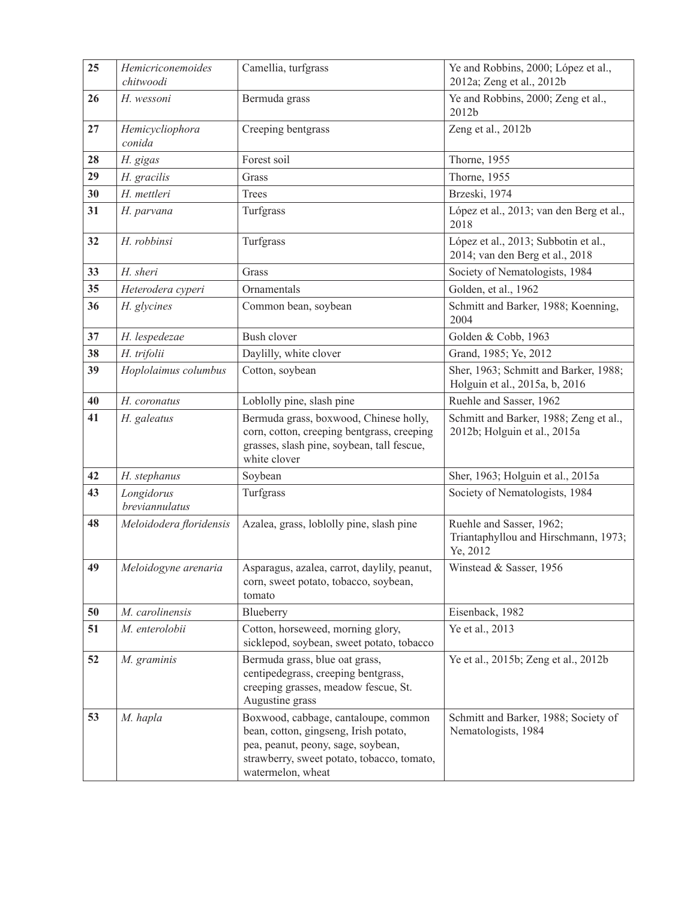| 25 | *Hemicriconemoides chitwoodi* | Camellia, turfgrass | Ye and Robbins, 2000; López et al., 2012a; Zeng et al., 2012b |
|---|---|---|---|
| 26 | *H. wessoni* | Bermuda grass | Ye and Robbins, 2000; Zeng et al., 2012b |
| 27 | *Hemicycliophora conida* | Creeping bentgrass | Zeng et al., 2012b |
| 28 | *H. gigas* | Forest soil | Thorne, 1955 |
| 29 | *H. gracilis* | Grass | Thorne, 1955 |
| 30 | *H. mettleri* | Trees | Brzeski, 1974 |
| 31 | *H. parvana* | Turfgrass | López et al., 2013; van den Berg et al., 2018 |
| 32 | *H. robbinsi* | Turfgrass | López et al., 2013; Subbotin et al., 2014; van den Berg et al., 2018 |
| 33 | *H. sheri* | Grass | Society of Nematologists, 1984 |
| 35 | *Heterodera cyperi* | Ornamentals | Golden, et al., 1962 |
| 36 | *H. glycines* | Common bean, soybean | Schmitt and Barker, 1988; Koenning, 2004 |
| 37 | *H. lespedezae* | Bush clover | Golden & Cobb, 1963 |
| 38 | *H. trifolii* | Daylilly, white clover | Grand, 1985; Ye, 2012 |
| 39 | *Hoplolaimus columbus* | Cotton, soybean | Sher, 1963; Schmitt and Barker, 1988; Holguin et al., 2015a, b, 2016 |
| 40 | *H. coronatus* | Loblolly pine, slash pine | Ruehle and Sasser, 1962 |
| 41 | *H. galeatus* | Bermuda grass, boxwood, Chinese holly, corn, cotton, creeping bentgrass, creeping grasses, slash pine, soybean, tall fescue, white clover | Schmitt and Barker, 1988; Zeng et al., 2012b; Holguin et al., 2015a |
| 42 | *H. stephanus* | Soybean | Sher, 1963; Holguin et al., 2015a |
| 43 | *Longidorus breviannulatus* | Turfgrass | Society of Nematologists, 1984 |
| 48 | *Meloidodera floridensis* | Azalea, grass, loblolly pine, slash pine | Ruehle and Sasser, 1962; Triantaphyllou and Hirschmann, 1973; Ye, 2012 |
| 49 | *Meloidogyne arenaria* | Asparagus, azalea, carrot, daylily, peanut, corn, sweet potato, tobacco, soybean, tomato | Winstead & Sasser, 1956 |
| 50 | *M. carolinensis* | Blueberry | Eisenback, 1982 |
| 51 | *M. enterolobii* | Cotton, horseweed, morning glory, sicklepod, soybean, sweet potato, tobacco | Ye et al., 2013 |
| 52 | *M. graminis* | Bermuda grass, blue oat grass, centipedegrass, creeping bentgrass, creeping grasses, meadow fescue, St. Augustine grass | Ye et al., 2015b; Zeng et al., 2012b |
| 53 | *M. hapla* | Boxwood, cabbage, cantaloupe, common bean, cotton, gingseng, Irish potato, pea, peanut, peony, sage, soybean, strawberry, sweet potato, tobacco, tomato, watermelon, wheat | Schmitt and Barker, 1988; Society of Nematologists, 1984 |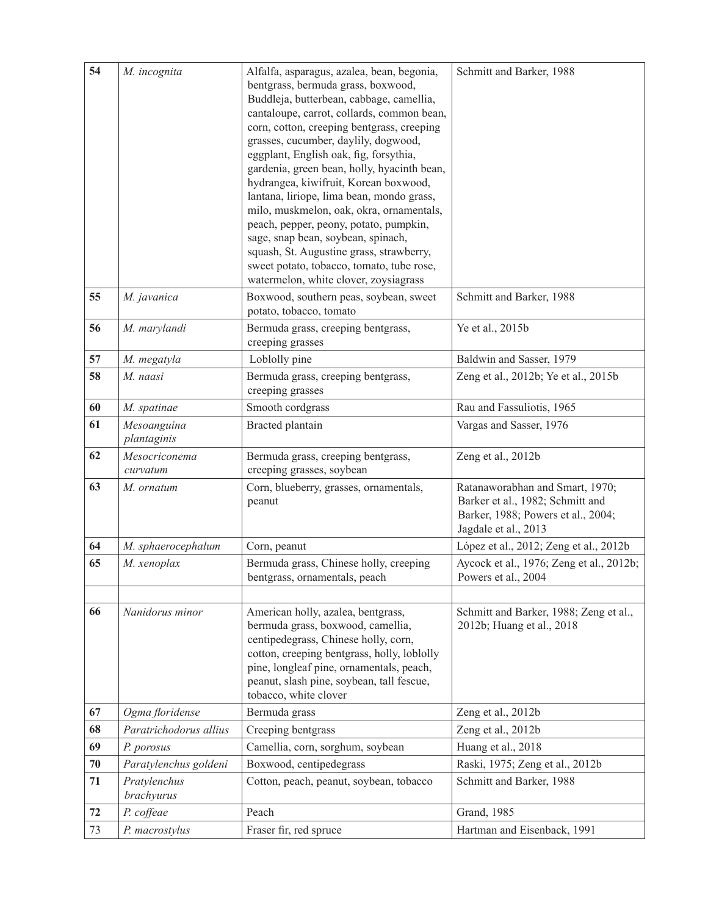| | | | |
|---|---|---|---|
| **54** | *M. incognita* | Alfalfa, asparagus, azalea, bean, begonia, bentgrass, bermuda grass, boxwood, Buddleja, butterbean, cabbage, camellia, cantaloupe, carrot, collards, common bean, corn, cotton, creeping bentgrass, creeping grasses, cucumber, daylily, dogwood, eggplant, English oak, fig, forsythia, gardenia, green bean, holly, hyacinth bean, hydrangea, kiwifruit, Korean boxwood, lantana, liriope, lima bean, mondo grass, milo, muskmelon, oak, okra, ornamentals, peach, pepper, peony, potato, pumpkin, sage, snap bean, soybean, spinach, squash, St. Augustine grass, strawberry, sweet potato, tobacco, tomato, tube rose, watermelon, white clover, zoysiagrass | Schmitt and Barker, 1988 |
| **55** | *M. javanica* | Boxwood, southern peas, soybean, sweet potato, tobacco, tomato | Schmitt and Barker, 1988 |
| **56** | *M. marylandi* | Bermuda grass, creeping bentgrass, creeping grasses | Ye et al., 2015b |
| **57** | *M. megatyla* | Loblolly pine | Baldwin and Sasser, 1979 |
| **58** | *M. naasi* | Bermuda grass, creeping bentgrass, creeping grasses | Zeng et al., 2012b; Ye et al., 2015b |
| **60** | *M. spatinae* | Smooth cordgrass | Rau and Fassuliotis, 1965 |
| **61** | *Mesoanguina plantaginis* | Bracted plantain | Vargas and Sasser, 1976 |
| **62** | *Mesocriconema curvatum* | Bermuda grass, creeping bentgrass, creeping grasses, soybean | Zeng et al., 2012b |
| **63** | *M. ornatum* | Corn, blueberry, grasses, ornamentals, peanut | Ratanaworabhan and Smart, 1970; Barker et al., 1982; Schmitt and Barker, 1988; Powers et al., 2004; Jagdale et al., 2013 |
| **64** | *M. sphaerocephalum* | Corn, peanut | López et al., 2012; Zeng et al., 2012b |
| **65** | *M. xenoplax* | Bermuda grass, Chinese holly, creeping bentgrass, ornamentals, peach | Aycock et al., 1976; Zeng et al., 2012b; Powers et al., 2004 |
| | | | |
| **66** | *Nanidorus minor* | American holly, azalea, bentgrass, bermuda grass, boxwood, camellia, centipedegrass, Chinese holly, corn, cotton, creeping bentgrass, holly, loblolly pine, longleaf pine, ornamentals, peach, peanut, slash pine, soybean, tall fescue, tobacco, white clover | Schmitt and Barker, 1988; Zeng et al., 2012b; Huang et al., 2018 |
| **67** | *Ogma floridense* | Bermuda grass | Zeng et al., 2012b |
| **68** | *Paratrichodorus allius* | Creeping bentgrass | Zeng et al., 2012b |
| **69** | *P. porosus* | Camellia, corn, sorghum, soybean | Huang et al., 2018 |
| **70** | *Paratylenchus goldeni* | Boxwood, centipedegrass | Raski, 1975; Zeng et al., 2012b |
| **71** | *Pratylenchus brachyurus* | Cotton, peach, peanut, soybean, tobacco | Schmitt and Barker, 1988 |
| **72** | *P. coffeae* | Peach | Grand, 1985 |
| 73 | *P. macrostylus* | Fraser fir, red spruce | Hartman and Eisenback, 1991 |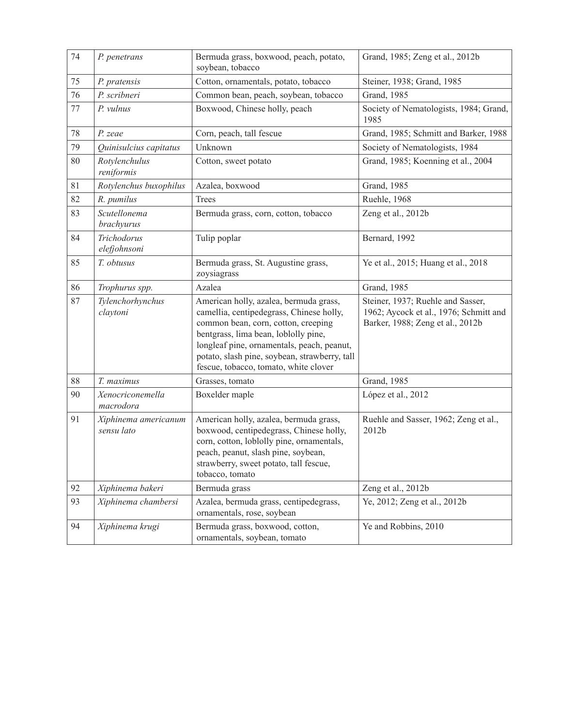| 74 | *P. penetrans* | Bermuda grass, boxwood, peach, potato, soybean, tobacco | Grand, 1985; Zeng et al., 2012b |
|---|---|---|---|
| 75 | *P. pratensis* | Cotton, ornamentals, potato, tobacco | Steiner, 1938; Grand, 1985 |
| 76 | *P. scribneri* | Common bean, peach, soybean, tobacco | Grand, 1985 |
| 77 | *P. vulnus* | Boxwood, Chinese holly, peach | Society of Nematologists, 1984; Grand, 1985 |
| 78 | *P. zeae* | Corn, peach, tall fescue | Grand, 1985; Schmitt and Barker, 1988 |
| 79 | *Quinisulcius capitatus* | Unknown | Society of Nematologists, 1984 |
| 80 | *Rotylenchulus reniformis* | Cotton, sweet potato | Grand, 1985; Koenning et al., 2004 |
| 81 | *Rotylenchus buxophilus* | Azalea, boxwood | Grand, 1985 |
| 82 | *R. pumilus* | Trees | Ruehle, 1968 |
| 83 | *Scutellonema brachyurus* | Bermuda grass, corn, cotton, tobacco | Zeng et al., 2012b |
| 84 | *Trichodorus elefjohnsoni* | Tulip poplar | Bernard, 1992 |
| 85 | *T. obtusus* | Bermuda grass, St. Augustine grass, zoysiagrass | Ye et al., 2015; Huang et al., 2018 |
| 86 | *Trophurus spp.* | Azalea | Grand, 1985 |
| 87 | *Tylenchorhynchus claytoni* | American holly, azalea, bermuda grass, camellia, centipedegrass, Chinese holly, common bean, corn, cotton, creeping bentgrass, lima bean, loblolly pine, longleaf pine, ornamentals, peach, peanut, potato, slash pine, soybean, strawberry, tall fescue, tobacco, tomato, white clover | Steiner, 1937; Ruehle and Sasser, 1962; Aycock et al., 1976; Schmitt and Barker, 1988; Zeng et al., 2012b |
| 88 | *T. maximus* | Grasses, tomato | Grand, 1985 |
| 90 | *Xenocriconemella macrodora* | Boxelder maple | López et al., 2012 |
| 91 | *Xiphinema americanum sensu lato* | American holly, azalea, bermuda grass, boxwood, centipedegrass, Chinese holly, corn, cotton, loblolly pine, ornamentals, peach, peanut, slash pine, soybean, strawberry, sweet potato, tall fescue, tobacco, tomato | Ruehle and Sasser, 1962; Zeng et al., 2012b |
| 92 | *Xiphinema bakeri* | Bermuda grass | Zeng et al., 2012b |
| 93 | *Xiphinema chambersi* | Azalea, bermuda grass, centipedegrass, ornamentals, rose, soybean | Ye, 2012; Zeng et al., 2012b |
| 94 | *Xiphinema krugi* | Bermuda grass, boxwood, cotton, ornamentals, soybean, tomato | Ye and Robbins, 2010 |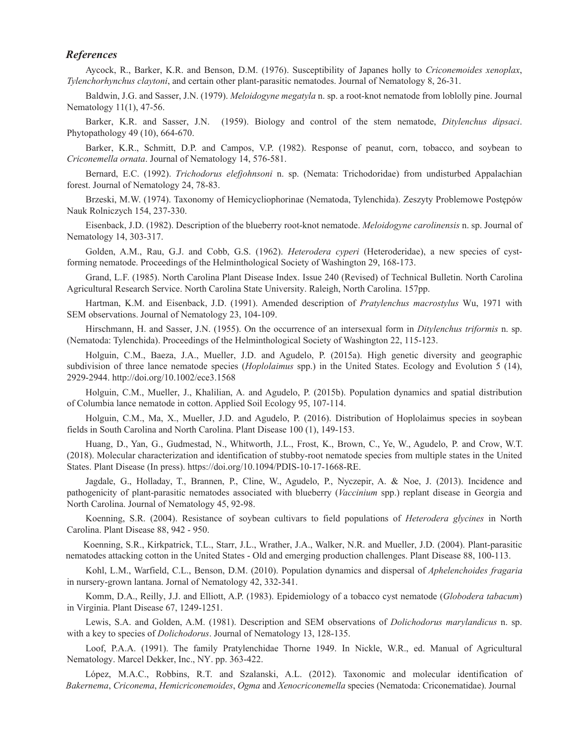## *References*

Aycock, R., Barker, K.R. and Benson, D.M. (1976). Susceptibility of Japanes holly to *Criconemoides xenoplax*, *Tylenchorhynchus claytoni*, and certain other plant-parasitic nematodes. Journal of Nematology 8, 26-31.

Baldwin, J.G. and Sasser, J.N. (1979). *Meloidogyne megatyla* n. sp. a root-knot nematode from loblolly pine. Journal Nematology 11(1), 47-56.

Barker, K.R. and Sasser, J.N. (1959). Biology and control of the stem nematode, *Ditylenchus dipsaci*. Phytopathology 49 (10), 664-670.

Barker, K.R., Schmitt, D.P. and Campos, V.P. (1982). Response of peanut, corn, tobacco, and soybean to *Criconemella ornata*. Journal of Nematology 14, 576-581.

Bernard, E.C. (1992). *Trichodorus elefjohnsoni* n. sp. (Nemata: Trichodoridae) from undisturbed Appalachian forest. Journal of Nematology 24, 78-83.

Brzeski, M.W. (1974). Taxonomy of Hemicycliophorinae (Nematoda, Tylenchida). Zeszyty Problemowe Postępów Nauk Rolniczych 154, 237-330.

Eisenback, J.D. (1982). Description of the blueberry root-knot nematode. *Meloidogyne carolinensis* n. sp. Journal of Nematology 14, 303-317.

Golden, A.M., Rau, G.J. and Cobb, G.S. (1962). *Heterodera cyperi* (Heteroderidae), a new species of cyst-forming nematode. Proceedings of the Helminthological Society of Washington 29, 168-173.

Grand, L.F. (1985). North Carolina Plant Disease Index. Issue 240 (Revised) of Technical Bulletin. North Carolina Agricultural Research Service. North Carolina State University. Raleigh, North Carolina. 157pp.

Hartman, K.M. and Eisenback, J.D. (1991). Amended description of *Pratylenchus macrostylus* Wu, 1971 with SEM observations. Journal of Nematology 23, 104-109.

Hirschmann, H. and Sasser, J.N. (1955). On the occurrence of an intersexual form in *Ditylenchus triformis* n. sp. (Nematoda: Tylenchida). Proceedings of the Helminthological Society of Washington 22, 115-123.

Holguin, C.M., Baeza, J.A., Mueller, J.D. and Agudelo, P. (2015a). High genetic diversity and geographic subdivision of three lance nematode species (*Hoplolaimus* spp.) in the United States. Ecology and Evolution 5 (14), 2929-2944. http://doi.org/10.1002/ece3.1568

Holguin, C.M., Mueller, J., Khalilian, A. and Agudelo, P. (2015b). Population dynamics and spatial distribution of Columbia lance nematode in cotton. Applied Soil Ecology 95, 107-114.

Holguin, C.M., Ma, X., Mueller, J.D. and Agudelo, P. (2016). Distribution of Hoplolaimus species in soybean fields in South Carolina and North Carolina. Plant Disease 100 (1), 149-153.

Huang, D., Yan, G., Gudmestad, N., Whitworth, J.L., Frost, K., Brown, C., Ye, W., Agudelo, P. and Crow, W.T. (2018). Molecular characterization and identification of stubby-root nematode species from multiple states in the United States. Plant Disease (In press). https://doi.org/10.1094/PDIS-10-17-1668-RE.

Jagdale, G., Holladay, T., Brannen, P., Cline, W., Agudelo, P., Nyczepir, A. & Noe, J. (2013). Incidence and pathogenicity of plant-parasitic nematodes associated with blueberry (*Vaccinium* spp.) replant disease in Georgia and North Carolina. Journal of Nematology 45, 92-98.

Koenning, S.R. (2004). Resistance of soybean cultivars to field populations of *Heterodera glycines* in North Carolina. Plant Disease 88, 942 - 950.

Koenning, S.R., Kirkpatrick, T.L., Starr, J.L., Wrather, J.A., Walker, N.R. and Mueller, J.D. (2004). Plant-parasitic nematodes attacking cotton in the United States - Old and emerging production challenges. Plant Disease 88, 100-113.

Kohl, L.M., Warfield, C.L., Benson, D.M. (2010). Population dynamics and dispersal of *Aphelenchoides fragaria* in nursery-grown lantana. Jornal of Nematology 42, 332-341.

Komm, D.A., Reilly, J.J. and Elliott, A.P. (1983). Epidemiology of a tobacco cyst nematode (*Globodera tabacum*) in Virginia. Plant Disease 67, 1249-1251.

Lewis, S.A. and Golden, A.M. (1981). Description and SEM observations of *Dolichodorus marylandicus* n. sp. with a key to species of *Dolichodorus*. Journal of Nematology 13, 128-135.

Loof, P.A.A. (1991). The family Pratylenchidae Thorne 1949. In Nickle, W.R., ed. Manual of Agricultural Nematology. Marcel Dekker, Inc., NY. pp. 363-422.

López, M.A.C., Robbins, R.T. and Szalanski, A.L. (2012). Taxonomic and molecular identification of *Bakernema*, *Criconema*, *Hemicriconemoides*, *Ogma* and *Xenocriconemella* species (Nematoda: Criconematidae). Journal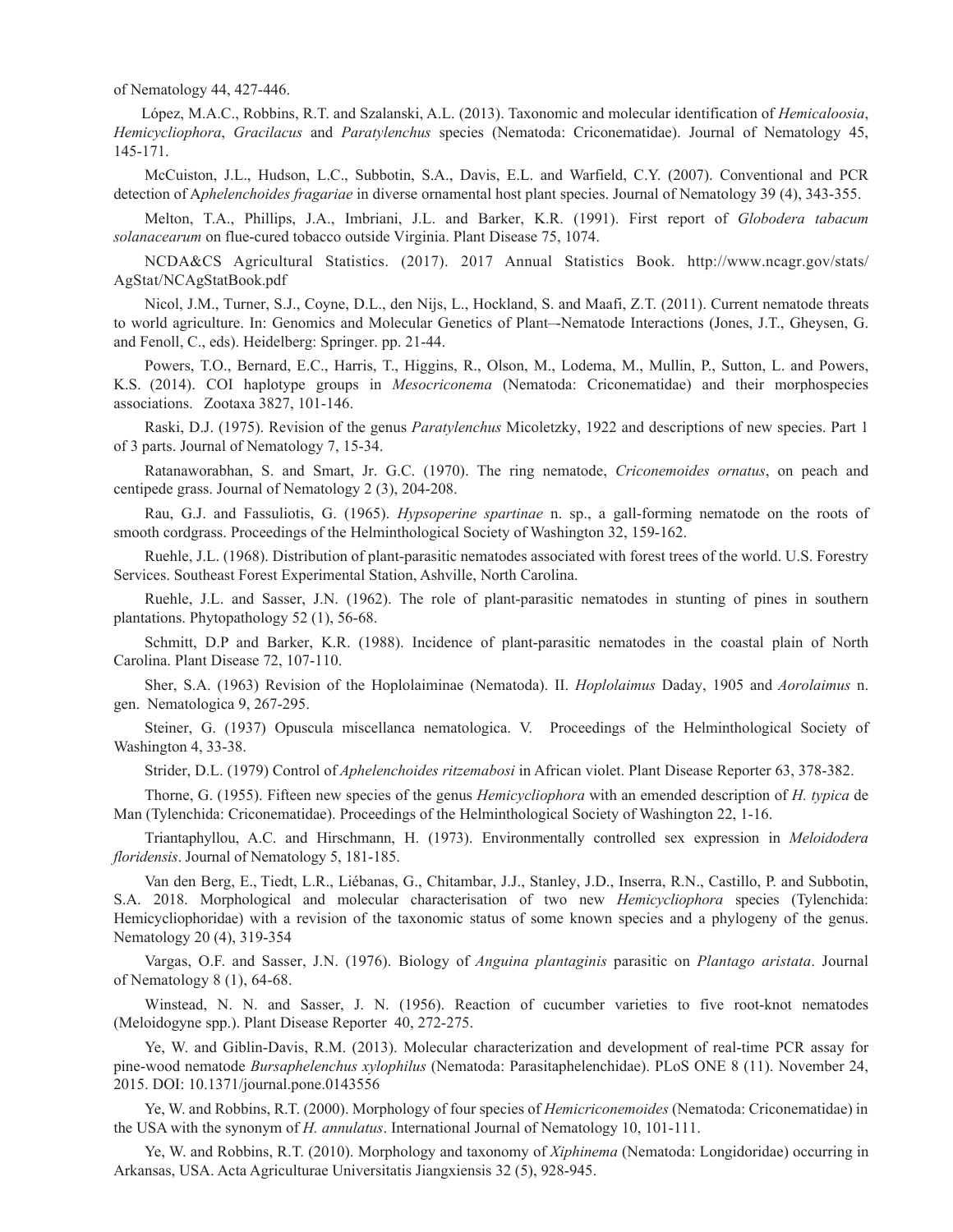of Nematology 44, 427-446.

López, M.A.C., Robbins, R.T. and Szalanski, A.L. (2013). Taxonomic and molecular identification of *Hemicaloosia*, *Hemicycliophora*, *Gracilacus* and *Paratylenchus* species (Nematoda: Criconematidae). Journal of Nematology 45, 145-171.

McCuiston, J.L., Hudson, L.C., Subbotin, S.A., Davis, E.L. and Warfield, C.Y. (2007). Conventional and PCR detection of A*phelenchoides fragariae* in diverse ornamental host plant species. Journal of Nematology 39 (4), 343-355.

Melton, T.A., Phillips, J.A., Imbriani, J.L. and Barker, K.R. (1991). First report of *Globodera tabacum solanacearum* on flue-cured tobacco outside Virginia. Plant Disease 75, 1074.

NCDA&CS Agricultural Statistics. (2017). 2017 Annual Statistics Book. http://www.ncagr.gov/stats/AgStat/NCAgStatBook.pdf

Nicol, J.M., Turner, S.J., Coyne, D.L., den Nijs, L., Hockland, S. and Maafi, Z.T. (2011). Current nematode threats to world agriculture. In: Genomics and Molecular Genetics of Plant–-Nematode Interactions (Jones, J.T., Gheysen, G. and Fenoll, C., eds). Heidelberg: Springer. pp. 21-44.

Powers, T.O., Bernard, E.C., Harris, T., Higgins, R., Olson, M., Lodema, M., Mullin, P., Sutton, L. and Powers, K.S. (2014). COI haplotype groups in *Mesocriconema* (Nematoda: Criconematidae) and their morphospecies associations. Zootaxa 3827, 101-146.

Raski, D.J. (1975). Revision of the genus *Paratylenchus* Micoletzky, 1922 and descriptions of new species. Part 1 of 3 parts. Journal of Nematology 7, 15-34.

Ratanaworabhan, S. and Smart, Jr. G.C. (1970). The ring nematode, *Criconemoides ornatus*, on peach and centipede grass. Journal of Nematology 2 (3), 204-208.

Rau, G.J. and Fassuliotis, G. (1965). *Hypsoperine spartinae* n. sp., a gall-forming nematode on the roots of smooth cordgrass. Proceedings of the Helminthological Society of Washington 32, 159-162.

Ruehle, J.L. (1968). Distribution of plant-parasitic nematodes associated with forest trees of the world. U.S. Forestry Services. Southeast Forest Experimental Station, Ashville, North Carolina.

Ruehle, J.L. and Sasser, J.N. (1962). The role of plant-parasitic nematodes in stunting of pines in southern plantations. Phytopathology 52 (1), 56-68.

Schmitt, D.P and Barker, K.R. (1988). Incidence of plant-parasitic nematodes in the coastal plain of North Carolina. Plant Disease 72, 107-110.

Sher, S.A. (1963) Revision of the Hoplolaiminae (Nematoda). II. *Hoplolaimus* Daday, 1905 and *Aorolaimus* n. gen. Nematologica 9, 267-295.

Steiner, G. (1937) Opuscula miscellanca nematologica. V. Proceedings of the Helminthological Society of Washington 4, 33-38.

Strider, D.L. (1979) Control of *Aphelenchoides ritzemabosi* in African violet. Plant Disease Reporter 63, 378-382.

Thorne, G. (1955). Fifteen new species of the genus *Hemicycliophora* with an emended description of *H. typica* de Man (Tylenchida: Criconematidae). Proceedings of the Helminthological Society of Washington 22, 1-16.

Triantaphyllou, A.C. and Hirschmann, H. (1973). Environmentally controlled sex expression in *Meloidodera floridensis*. Journal of Nematology 5, 181-185.

Van den Berg, E., Tiedt, L.R., Liébanas, G., Chitambar, J.J., Stanley, J.D., Inserra, R.N., Castillo, P. and Subbotin, S.A. 2018. Morphological and molecular characterisation of two new *Hemicycliophora* species (Tylenchida: Hemicycliophoridae) with a revision of the taxonomic status of some known species and a phylogeny of the genus. Nematology 20 (4), 319-354

Vargas, O.F. and Sasser, J.N. (1976). Biology of *Anguina plantaginis* parasitic on *Plantago aristata*. Journal of Nematology 8 (1), 64-68.

Winstead, N. N. and Sasser, J. N. (1956). Reaction of cucumber varieties to five root-knot nematodes (Meloidogyne spp.). Plant Disease Reporter 40, 272-275.

Ye, W. and Giblin-Davis, R.M. (2013). Molecular characterization and development of real-time PCR assay for pine-wood nematode *Bursaphelenchus xylophilus* (Nematoda: Parasitaphelenchidae). PLoS ONE 8 (11). November 24, 2015. DOI: 10.1371/journal.pone.0143556

Ye, W. and Robbins, R.T. (2000). Morphology of four species of *Hemicriconemoides* (Nematoda: Criconematidae) in the USA with the synonym of *H. annulatus*. International Journal of Nematology 10, 101-111.

Ye, W. and Robbins, R.T. (2010). Morphology and taxonomy of *Xiphinema* (Nematoda: Longidoridae) occurring in Arkansas, USA. Acta Agriculturae Universitatis Jiangxiensis 32 (5), 928-945.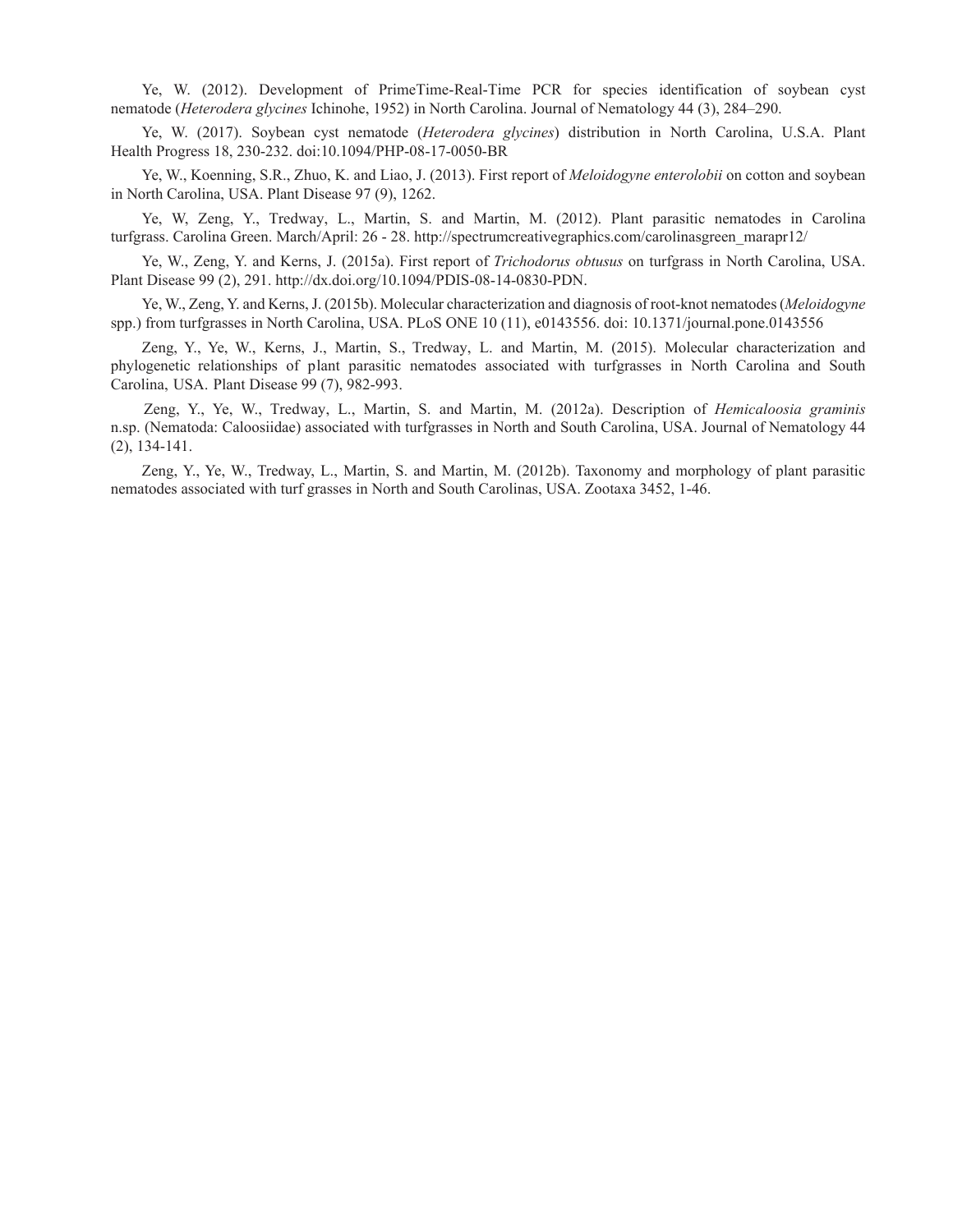Ye, W. (2012). Development of PrimeTime-Real-Time PCR for species identification of soybean cyst nematode (*Heterodera glycines* Ichinohe, 1952) in North Carolina. Journal of Nematology 44 (3), 284–290.

Ye, W. (2017). Soybean cyst nematode (*Heterodera glycines*) distribution in North Carolina, U.S.A. Plant Health Progress 18, 230-232. doi:10.1094/PHP-08-17-0050-BR

Ye, W., Koenning, S.R., Zhuo, K. and Liao, J. (2013). First report of *Meloidogyne enterolobii* on cotton and soybean in North Carolina, USA. Plant Disease 97 (9), 1262.

Ye, W, Zeng, Y., Tredway, L., Martin, S. and Martin, M. (2012). Plant parasitic nematodes in Carolina turfgrass. Carolina Green. March/April: 26 - 28. http://spectrumcreativegraphics.com/carolinasgreen_marapr12/

Ye, W., Zeng, Y. and Kerns, J. (2015a). First report of *Trichodorus obtusus* on turfgrass in North Carolina, USA. Plant Disease 99 (2), 291. http://dx.doi.org/10.1094/PDIS-08-14-0830-PDN.

Ye, W., Zeng, Y. and Kerns, J. (2015b). Molecular characterization and diagnosis of root-knot nematodes (*Meloidogyne* spp.) from turfgrasses in North Carolina, USA. PLoS ONE 10 (11), e0143556. doi: 10.1371/journal.pone.0143556

Zeng, Y., Ye, W., Kerns, J., Martin, S., Tredway, L. and Martin, M. (2015). Molecular characterization and phylogenetic relationships of plant parasitic nematodes associated with turfgrasses in North Carolina and South Carolina, USA. Plant Disease 99 (7), 982-993.

Zeng, Y., Ye, W., Tredway, L., Martin, S. and Martin, M. (2012a). Description of *Hemicaloosia graminis* n.sp. (Nematoda: Caloosiidae) associated with turfgrasses in North and South Carolina, USA. Journal of Nematology 44 (2), 134-141.

Zeng, Y., Ye, W., Tredway, L., Martin, S. and Martin, M. (2012b). Taxonomy and morphology of plant parasitic nematodes associated with turf grasses in North and South Carolinas, USA. Zootaxa 3452, 1-46.